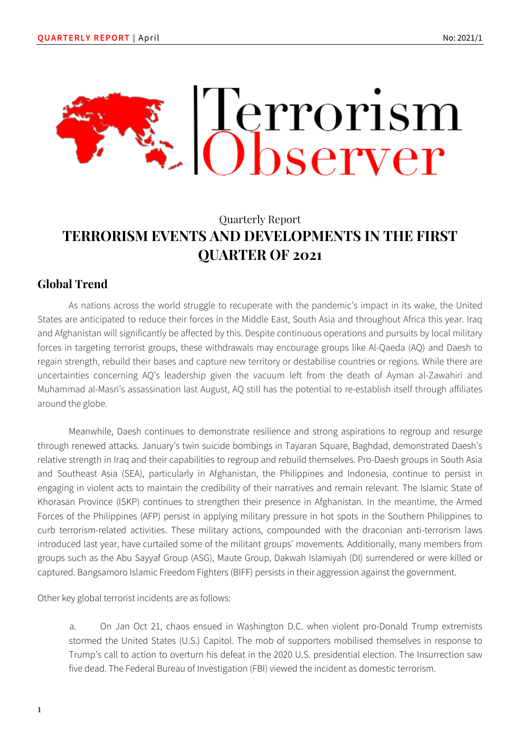# Terrorism Observer

Quarterly Report

## TERRORISM EVENTS AND DEVELOPMENTS IN THE FIRST QUARTER OF 2021

### Global Trend

As nations across the world struggle to recuperate with the pandemic's impact in its wake, the United States are anticipated to reduce their forces in the Middle East, South Asia and throughout Africa this year. Iraq and Afghanistan will significantly be affected by this. Despite continuous operations and pursuits by local military forces in targeting terrorist groups, these withdrawals may encourage groups like Al-Qaeda (AQ) and Daesh to regain strength, rebuild their bases and capture new territory or destabilise countries or regions. While there are uncertainties concerning AQ's leadership given the vacuum left from the death of Ayman al-Zawahiri and Muhammad al-Masri's assassination last August, AQ still has the potential to re-establish itself through affiliates around the globe.

Meanwhile, Daesh continues to demonstrate resilience and strong aspirations to regroup and resurge through renewed attacks. January's twin suicide bombings in Tayaran Square, Baghdad, demonstrated Daesh's relative strength in Iraq and their capabilities to regroup and rebuild themselves. Pro-Daesh groups in South Asia and Southeast Asia (SEA), particularly in Afghanistan, the Philippines and Indonesia, continue to persist in engaging in violent acts to maintain the credibility of their narratives and remain relevant. The Islamic State of Khorasan Province (ISKP) continues to strengthen their presence in Afghanistan. In the meantime, the Armed Forces of the Philippines (AFP) persist in applying military pressure in hot spots in the Southern Philippines to curb terrorism-related activities. These military actions, compounded with the draconian anti-terrorism laws introduced last year, have curtailed some of the militant groups' movements. Additionally, many members from groups such as the Abu Sayyaf Group (ASG), Maute Group, Dakwah Islamiyah (DI) surrendered or were killed or captured. Bangsamoro Islamic Freedom Fighters (BIFF) persists in their aggression against the government.

Other key global terrorist incidents are as follows:

a. On Jan Oct 21, chaos ensued in Washington D.C. when violent pro-Donald Trump extremists stormed the United States (U.S.) Capitol. The mob of supporters mobilised themselves in response to Trump's call to action to overturn his defeat in the 2020 U.S. presidential election. The Insurrection saw five dead. The Federal Bureau of Investigation (FBI) viewed the incident as domestic terrorism.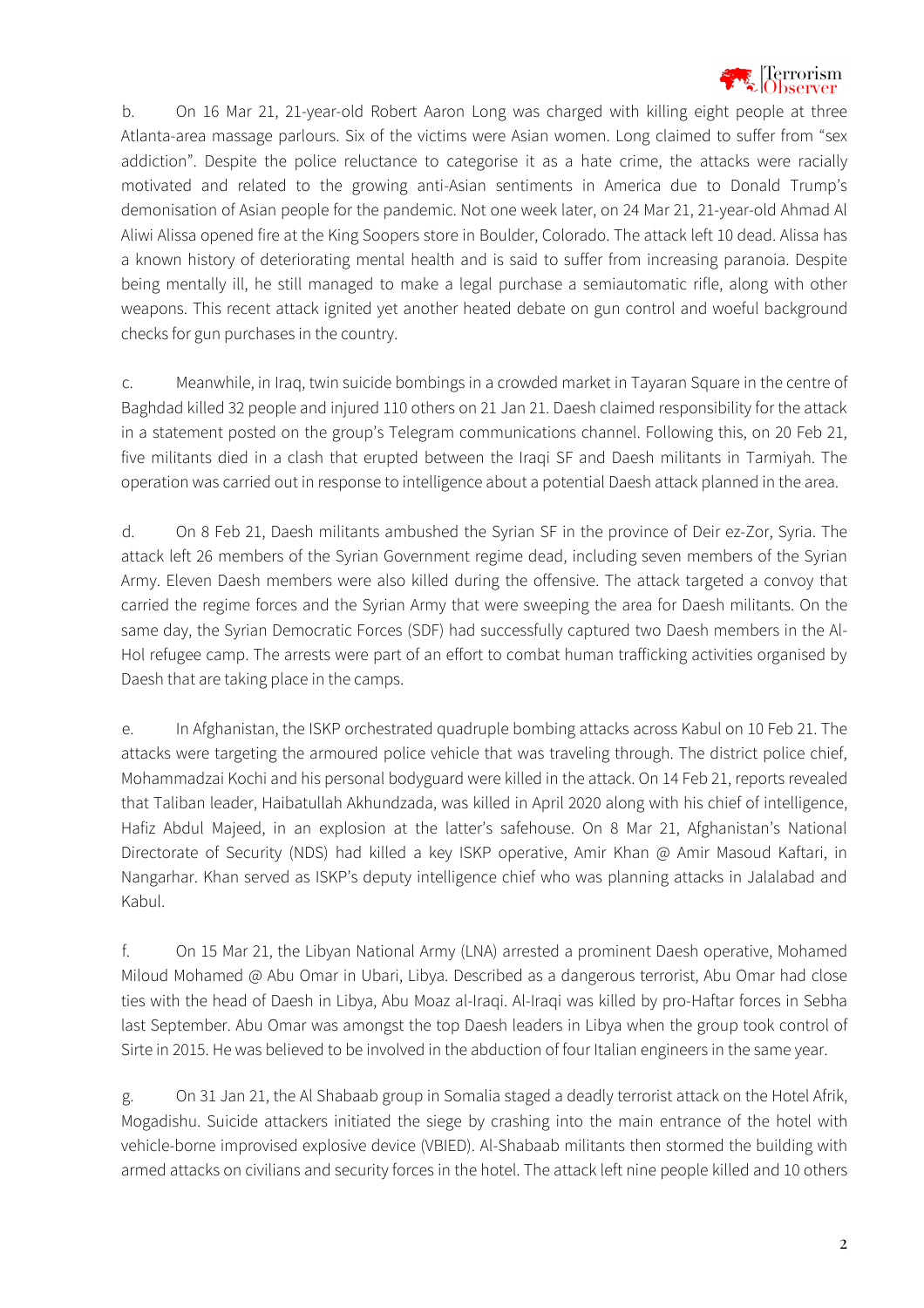b. On 16 Mar 21, 21-year-old Robert Aaron Long was charged with killing eight people at three Atlanta-area massage parlours. Six of the victims were Asian women. Long claimed to suffer from "sex addiction". Despite the police reluctance to categorise it as a hate crime, the attacks were racially motivated and related to the growing anti-Asian sentiments in America due to Donald Trump's demonisation of Asian people for the pandemic. Not one week later, on 24 Mar 21, 21-year-old Ahmad Al Aliwi Alissa opened fire at the King Soopers store in Boulder, Colorado. The attack left 10 dead. Alissa has a known history of deteriorating mental health and is said to suffer from increasing paranoia. Despite being mentally ill, he still managed to make a legal purchase a semiautomatic rifle, along with other weapons. This recent attack ignited yet another heated debate on gun control and woeful background checks for gun purchases in the country.

c. Meanwhile, in Iraq, twin suicide bombings in a crowded market in Tayaran Square in the centre of Baghdad killed 32 people and injured 110 others on 21 Jan 21. Daesh claimed responsibility for the attack in a statement posted on the group's Telegram communications channel. Following this, on 20 Feb 21, five militants died in a clash that erupted between the Iraqi SF and Daesh militants in Tarmiyah. The operation was carried out in response to intelligence about a potential Daesh attack planned in the area.

d. On 8 Feb 21, Daesh militants ambushed the Syrian SF in the province of Deir ez-Zor, Syria. The attack left 26 members of the Syrian Government regime dead, including seven members of the Syrian Army. Eleven Daesh members were also killed during the offensive. The attack targeted a convoy that carried the regime forces and the Syrian Army that were sweeping the area for Daesh militants. On the same day, the Syrian Democratic Forces (SDF) had successfully captured two Daesh members in the Al-Hol refugee camp. The arrests were part of an effort to combat human trafficking activities organised by Daesh that are taking place in the camps.

e. In Afghanistan, the ISKP orchestrated quadruple bombing attacks across Kabul on 10 Feb 21. The attacks were targeting the armoured police vehicle that was traveling through. The district police chief, Mohammadzai Kochi and his personal bodyguard were killed in the attack. On 14 Feb 21, reports revealed that Taliban leader, Haibatullah Akhundzada, was killed in April 2020 along with his chief of intelligence, Hafiz Abdul Majeed, in an explosion at the latter's safehouse. On 8 Mar 21, Afghanistan's National Directorate of Security (NDS) had killed a key ISKP operative, Amir Khan @ Amir Masoud Kaftari, in Nangarhar. Khan served as ISKP's deputy intelligence chief who was planning attacks in Jalalabad and Kabul.

f. On 15 Mar 21, the Libyan National Army (LNA) arrested a prominent Daesh operative, Mohamed Miloud Mohamed @ Abu Omar in Ubari, Libya. Described as a dangerous terrorist, Abu Omar had close ties with the head of Daesh in Libya, Abu Moaz al-Iraqi. Al-Iraqi was killed by pro-Haftar forces in Sebha last September. Abu Omar was amongst the top Daesh leaders in Libya when the group took control of Sirte in 2015. He was believed to be involved in the abduction of four Italian engineers in the same year.

g. On 31 Jan 21, the Al Shabaab group in Somalia staged a deadly terrorist attack on the Hotel Afrik, Mogadishu. Suicide attackers initiated the siege by crashing into the main entrance of the hotel with vehicle-borne improvised explosive device (VBIED). Al-Shabaab militants then stormed the building with armed attacks on civilians and security forces in the hotel. The attack left nine people killed and 10 others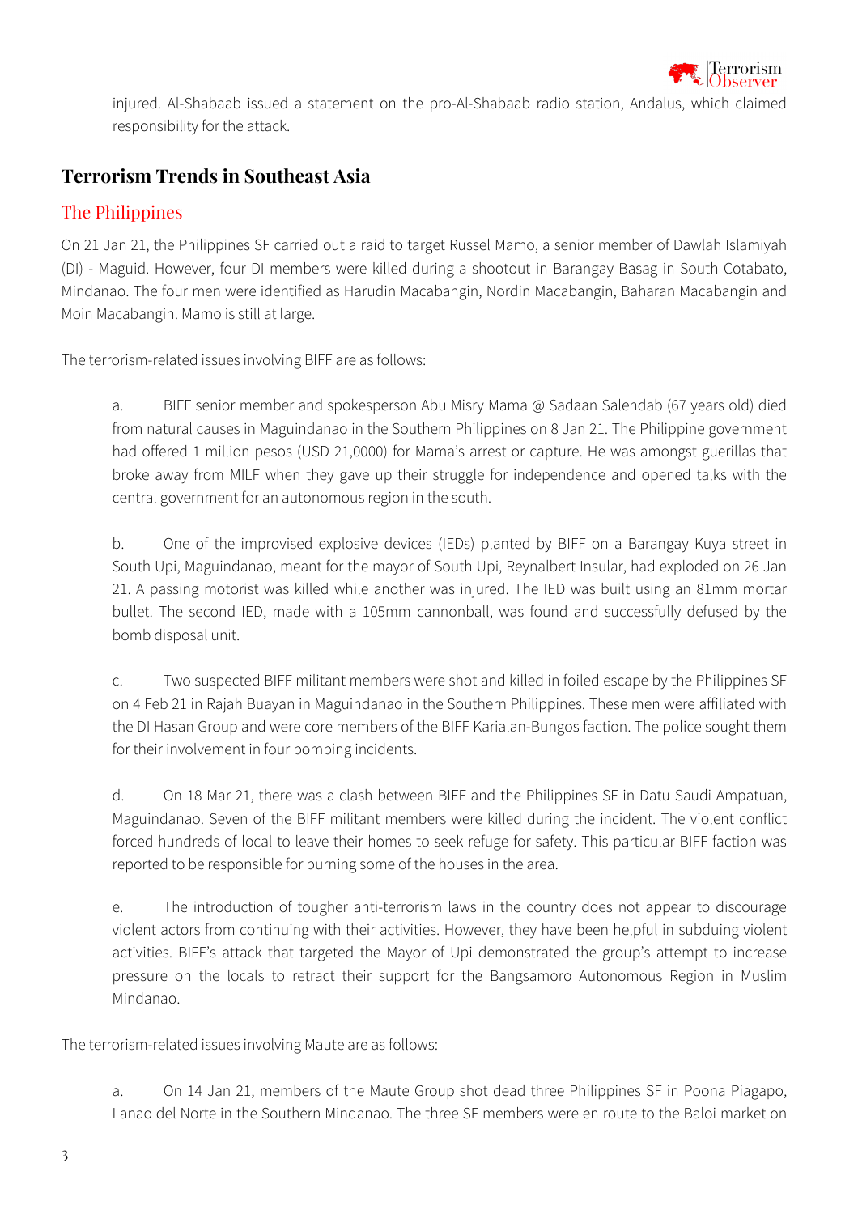injured. Al-Shabaab issued a statement on the pro-Al-Shabaab radio station, Andalus, which claimed responsibility for the attack.

## Terrorism Trends in Southeast Asia

### The Philippines

On 21 Jan 21, the Philippines SF carried out a raid to target Russel Mamo, a senior member of Dawlah Islamiyah (DI) - Maguid. However, four DI members were killed during a shootout in Barangay Basag in South Cotabato, Mindanao. The four men were identified as Harudin Macabangin, Nordin Macabangin, Baharan Macabangin and Moin Macabangin. Mamo is still at large.

The terrorism-related issues involving BIFF are as follows:

a. BIFF senior member and spokesperson Abu Misry Mama @ Sadaan Salendab (67 years old) died from natural causes in Maguindanao in the Southern Philippines on 8 Jan 21. The Philippine government had offered 1 million pesos (USD 21,0000) for Mama's arrest or capture. He was amongst guerillas that broke away from MILF when they gave up their struggle for independence and opened talks with the central government for an autonomous region in the south.

b. One of the improvised explosive devices (IEDs) planted by BIFF on a Barangay Kuya street in South Upi, Maguindanao, meant for the mayor of South Upi, Reynalbert Insular, had exploded on 26 Jan 21. A passing motorist was killed while another was injured. The IED was built using an 81mm mortar bullet. The second IED, made with a 105mm cannonball, was found and successfully defused by the bomb disposal unit.

c. Two suspected BIFF militant members were shot and killed in foiled escape by the Philippines SF on 4 Feb 21 in Rajah Buayan in Maguindanao in the Southern Philippines. These men were affiliated with the DI Hasan Group and were core members of the BIFF Karialan-Bungos faction. The police sought them for their involvement in four bombing incidents.

d. On 18 Mar 21, there was a clash between BIFF and the Philippines SF in Datu Saudi Ampatuan, Maguindanao. Seven of the BIFF militant members were killed during the incident. The violent conflict forced hundreds of local to leave their homes to seek refuge for safety. This particular BIFF faction was reported to be responsible for burning some of the houses in the area.

e. The introduction of tougher anti-terrorism laws in the country does not appear to discourage violent actors from continuing with their activities. However, they have been helpful in subduing violent activities. BIFF's attack that targeted the Mayor of Upi demonstrated the group's attempt to increase pressure on the locals to retract their support for the Bangsamoro Autonomous Region in Muslim Mindanao.

The terrorism-related issues involving Maute are as follows:

a. On 14 Jan 21, members of the Maute Group shot dead three Philippines SF in Poona Piagapo, Lanao del Norte in the Southern Mindanao. The three SF members were en route to the Baloi market on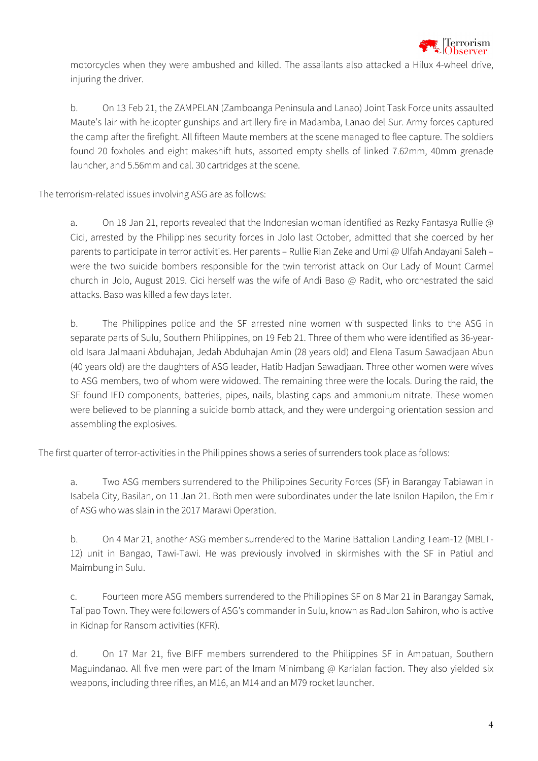motorcycles when they were ambushed and killed. The assailants also attacked a Hilux 4-wheel drive, injuring the driver.

b. On 13 Feb 21, the ZAMPELAN (Zamboanga Peninsula and Lanao) Joint Task Force units assaulted Maute's lair with helicopter gunships and artillery fire in Madamba, Lanao del Sur. Army forces captured the camp after the firefight. All fifteen Maute members at the scene managed to flee capture. The soldiers found 20 foxholes and eight makeshift huts, assorted empty shells of linked 7.62mm, 40mm grenade launcher, and 5.56mm and cal. 30 cartridges at the scene.

The terrorism-related issues involving ASG are as follows:

a. On 18 Jan 21, reports revealed that the Indonesian woman identified as Rezky Fantasya Rullie @ Cici, arrested by the Philippines security forces in Jolo last October, admitted that she coerced by her parents to participate in terror activities. Her parents – Rullie Rian Zeke and Umi @ Ulfah Andayani Saleh – were the two suicide bombers responsible for the twin terrorist attack on Our Lady of Mount Carmel church in Jolo, August 2019. Cici herself was the wife of Andi Baso @ Radit, who orchestrated the said attacks. Baso was killed a few days later.

b. The Philippines police and the SF arrested nine women with suspected links to the ASG in separate parts of Sulu, Southern Philippines, on 19 Feb 21. Three of them who were identified as 36-year-old Isara Jalmaani Abduhajan, Jedah Abduhajan Amin (28 years old) and Elena Tasum Sawadjaan Abun (40 years old) are the daughters of ASG leader, Hatib Hadjan Sawadjaan. Three other women were wives to ASG members, two of whom were widowed. The remaining three were the locals. During the raid, the SF found IED components, batteries, pipes, nails, blasting caps and ammonium nitrate. These women were believed to be planning a suicide bomb attack, and they were undergoing orientation session and assembling the explosives.

The first quarter of terror-activities in the Philippines shows a series of surrenders took place as follows:

a. Two ASG members surrendered to the Philippines Security Forces (SF) in Barangay Tabiawan in Isabela City, Basilan, on 11 Jan 21. Both men were subordinates under the late Isnilon Hapilon, the Emir of ASG who was slain in the 2017 Marawi Operation.

b. On 4 Mar 21, another ASG member surrendered to the Marine Battalion Landing Team-12 (MBLT-12) unit in Bangao, Tawi-Tawi. He was previously involved in skirmishes with the SF in Patiul and Maimbung in Sulu.

c. Fourteen more ASG members surrendered to the Philippines SF on 8 Mar 21 in Barangay Samak, Talipao Town. They were followers of ASG's commander in Sulu, known as Radulon Sahiron, who is active in Kidnap for Ransom activities (KFR).

d. On 17 Mar 21, five BIFF members surrendered to the Philippines SF in Ampatuan, Southern Maguindanao. All five men were part of the Imam Minimbang @ Karialan faction. They also yielded six weapons, including three rifles, an M16, an M14 and an M79 rocket launcher.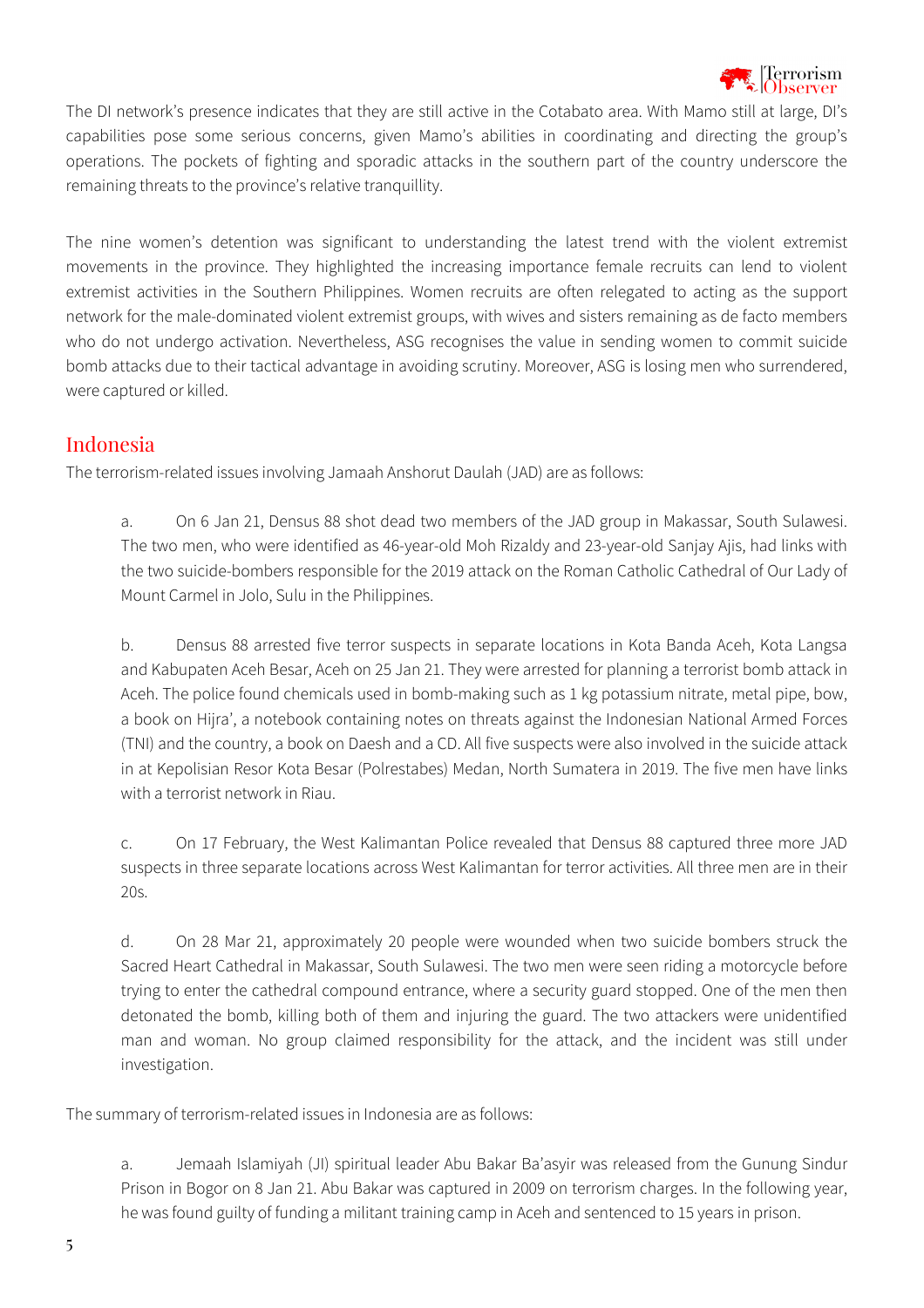The DI network's presence indicates that they are still active in the Cotabato area. With Mamo still at large, DI's capabilities pose some serious concerns, given Mamo's abilities in coordinating and directing the group's operations. The pockets of fighting and sporadic attacks in the southern part of the country underscore the remaining threats to the province's relative tranquillity.

The nine women's detention was significant to understanding the latest trend with the violent extremist movements in the province. They highlighted the increasing importance female recruits can lend to violent extremist activities in the Southern Philippines. Women recruits are often relegated to acting as the support network for the male-dominated violent extremist groups, with wives and sisters remaining as de facto members who do not undergo activation. Nevertheless, ASG recognises the value in sending women to commit suicide bomb attacks due to their tactical advantage in avoiding scrutiny. Moreover, ASG is losing men who surrendered, were captured or killed.

## Indonesia

The terrorism-related issues involving Jamaah Anshorut Daulah (JAD) are as follows:

a. On 6 Jan 21, Densus 88 shot dead two members of the JAD group in Makassar, South Sulawesi. The two men, who were identified as 46-year-old Moh Rizaldy and 23-year-old Sanjay Ajis, had links with the two suicide-bombers responsible for the 2019 attack on the Roman Catholic Cathedral of Our Lady of Mount Carmel in Jolo, Sulu in the Philippines.

b. Densus 88 arrested five terror suspects in separate locations in Kota Banda Aceh, Kota Langsa and Kabupaten Aceh Besar, Aceh on 25 Jan 21. They were arrested for planning a terrorist bomb attack in Aceh. The police found chemicals used in bomb-making such as 1 kg potassium nitrate, metal pipe, bow, a book on Hijra', a notebook containing notes on threats against the Indonesian National Armed Forces (TNI) and the country, a book on Daesh and a CD. All five suspects were also involved in the suicide attack in at Kepolisian Resor Kota Besar (Polrestabes) Medan, North Sumatera in 2019. The five men have links with a terrorist network in Riau.

c. On 17 February, the West Kalimantan Police revealed that Densus 88 captured three more JAD suspects in three separate locations across West Kalimantan for terror activities. All three men are in their 20s.

d. On 28 Mar 21, approximately 20 people were wounded when two suicide bombers struck the Sacred Heart Cathedral in Makassar, South Sulawesi. The two men were seen riding a motorcycle before trying to enter the cathedral compound entrance, where a security guard stopped. One of the men then detonated the bomb, killing both of them and injuring the guard. The two attackers were unidentified man and woman. No group claimed responsibility for the attack, and the incident was still under investigation.

The summary of terrorism-related issues in Indonesia are as follows:

a. Jemaah Islamiyah (JI) spiritual leader Abu Bakar Ba'asyir was released from the Gunung Sindur Prison in Bogor on 8 Jan 21. Abu Bakar was captured in 2009 on terrorism charges. In the following year, he was found guilty of funding a militant training camp in Aceh and sentenced to 15 years in prison.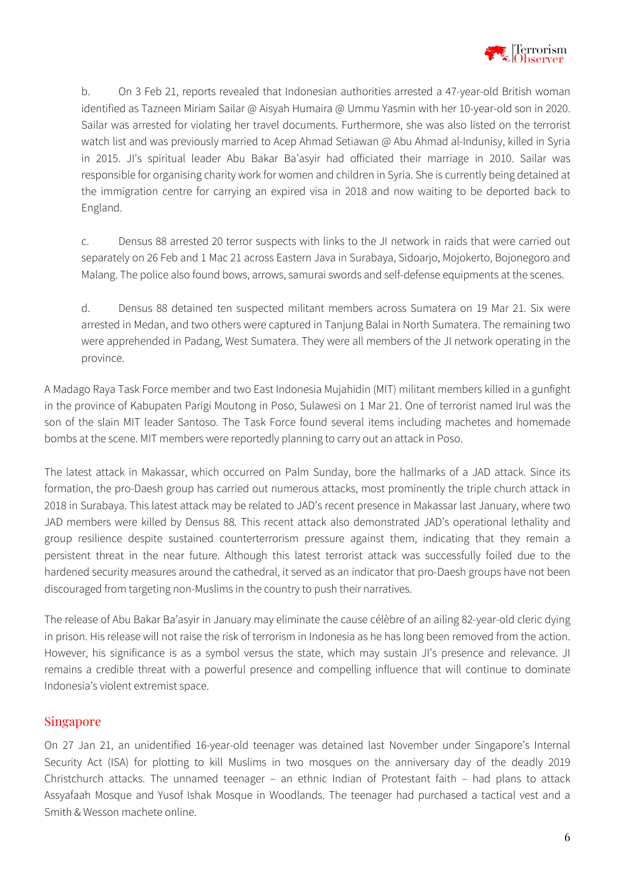b. On 3 Feb 21, reports revealed that Indonesian authorities arrested a 47-year-old British woman identified as Tazneen Miriam Sailar @ Aisyah Humaira @ Ummu Yasmin with her 10-year-old son in 2020. Sailar was arrested for violating her travel documents. Furthermore, she was also listed on the terrorist watch list and was previously married to Acep Ahmad Setiawan @ Abu Ahmad al-Indunisy, killed in Syria in 2015. JI's spiritual leader Abu Bakar Ba'asyir had officiated their marriage in 2010. Sailar was responsible for organising charity work for women and children in Syria. She is currently being detained at the immigration centre for carrying an expired visa in 2018 and now waiting to be deported back to England.

c. Densus 88 arrested 20 terror suspects with links to the JI network in raids that were carried out separately on 26 Feb and 1 Mac 21 across Eastern Java in Surabaya, Sidoarjo, Mojokerto, Bojonegoro and Malang. The police also found bows, arrows, samurai swords and self-defense equipments at the scenes.

d. Densus 88 detained ten suspected militant members across Sumatera on 19 Mar 21. Six were arrested in Medan, and two others were captured in Tanjung Balai in North Sumatera. The remaining two were apprehended in Padang, West Sumatera. They were all members of the JI network operating in the province.

A Madago Raya Task Force member and two East Indonesia Mujahidin (MIT) militant members killed in a gunfight in the province of Kabupaten Parigi Moutong in Poso, Sulawesi on 1 Mar 21. One of terrorist named Irul was the son of the slain MIT leader Santoso. The Task Force found several items including machetes and homemade bombs at the scene. MIT members were reportedly planning to carry out an attack in Poso.

The latest attack in Makassar, which occurred on Palm Sunday, bore the hallmarks of a JAD attack. Since its formation, the pro-Daesh group has carried out numerous attacks, most prominently the triple church attack in 2018 in Surabaya. This latest attack may be related to JAD's recent presence in Makassar last January, where two JAD members were killed by Densus 88. This recent attack also demonstrated JAD's operational lethality and group resilience despite sustained counterterrorism pressure against them, indicating that they remain a persistent threat in the near future. Although this latest terrorist attack was successfully foiled due to the hardened security measures around the cathedral, it served as an indicator that pro-Daesh groups have not been discouraged from targeting non-Muslims in the country to push their narratives.

The release of Abu Bakar Ba'asyir in January may eliminate the cause célèbre of an ailing 82-year-old cleric dying in prison. His release will not raise the risk of terrorism in Indonesia as he has long been removed from the action. However, his significance is as a symbol versus the state, which may sustain JI's presence and relevance. JI remains a credible threat with a powerful presence and compelling influence that will continue to dominate Indonesia's violent extremist space.

## Singapore

On 27 Jan 21, an unidentified 16-year-old teenager was detained last November under Singapore's Internal Security Act (ISA) for plotting to kill Muslims in two mosques on the anniversary day of the deadly 2019 Christchurch attacks. The unnamed teenager – an ethnic Indian of Protestant faith – had plans to attack Assyafaah Mosque and Yusof Ishak Mosque in Woodlands. The teenager had purchased a tactical vest and a Smith & Wesson machete online.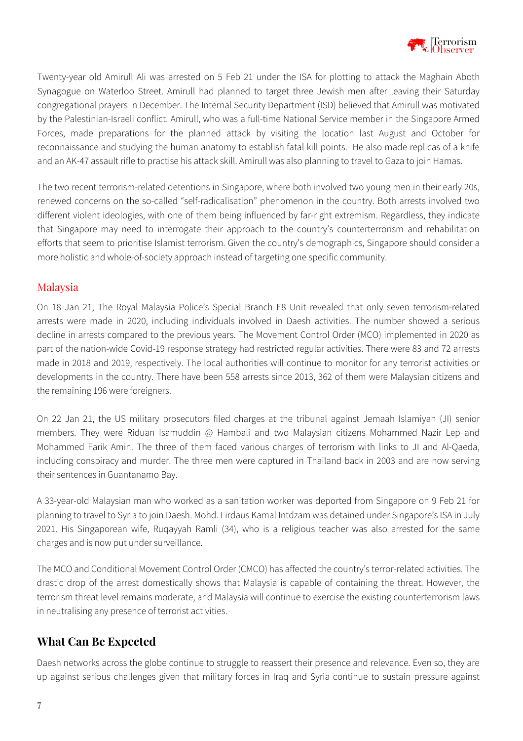Twenty-year old Amirull Ali was arrested on 5 Feb 21 under the ISA for plotting to attack the Maghain Aboth Synagogue on Waterloo Street. Amirull had planned to target three Jewish men after leaving their Saturday congregational prayers in December. The Internal Security Department (ISD) believed that Amirull was motivated by the Palestinian-Israeli conflict. Amirull, who was a full-time National Service member in the Singapore Armed Forces, made preparations for the planned attack by visiting the location last August and October for reconnaissance and studying the human anatomy to establish fatal kill points. He also made replicas of a knife and an AK-47 assault rifle to practise his attack skill. Amirull was also planning to travel to Gaza to join Hamas.

The two recent terrorism-related detentions in Singapore, where both involved two young men in their early 20s, renewed concerns on the so-called "self-radicalisation" phenomenon in the country. Both arrests involved two different violent ideologies, with one of them being influenced by far-right extremism. Regardless, they indicate that Singapore may need to interrogate their approach to the country's counterterrorism and rehabilitation efforts that seem to prioritise Islamist terrorism. Given the country's demographics, Singapore should consider a more holistic and whole-of-society approach instead of targeting one specific community.

### Malaysia

On 18 Jan 21, The Royal Malaysia Police's Special Branch E8 Unit revealed that only seven terrorism-related arrests were made in 2020, including individuals involved in Daesh activities. The number showed a serious decline in arrests compared to the previous years. The Movement Control Order (MCO) implemented in 2020 as part of the nation-wide Covid-19 response strategy had restricted regular activities. There were 83 and 72 arrests made in 2018 and 2019, respectively. The local authorities will continue to monitor for any terrorist activities or developments in the country. There have been 558 arrests since 2013, 362 of them were Malaysian citizens and the remaining 196 were foreigners.

On 22 Jan 21, the US military prosecutors filed charges at the tribunal against Jemaah Islamiyah (JI) senior members. They were Riduan Isamuddin @ Hambali and two Malaysian citizens Mohammed Nazir Lep and Mohammed Farik Amin. The three of them faced various charges of terrorism with links to JI and Al-Qaeda, including conspiracy and murder. The three men were captured in Thailand back in 2003 and are now serving their sentences in Guantanamo Bay.

A 33-year-old Malaysian man who worked as a sanitation worker was deported from Singapore on 9 Feb 21 for planning to travel to Syria to join Daesh. Mohd. Firdaus Kamal Intdzam was detained under Singapore's ISA in July 2021. His Singaporean wife, Ruqayyah Ramli (34), who is a religious teacher was also arrested for the same charges and is now put under surveillance.

The MCO and Conditional Movement Control Order (CMCO) has affected the country's terror-related activities. The drastic drop of the arrest domestically shows that Malaysia is capable of containing the threat. However, the terrorism threat level remains moderate, and Malaysia will continue to exercise the existing counterterrorism laws in neutralising any presence of terrorist activities.

## What Can Be Expected

Daesh networks across the globe continue to struggle to reassert their presence and relevance. Even so, they are up against serious challenges given that military forces in Iraq and Syria continue to sustain pressure against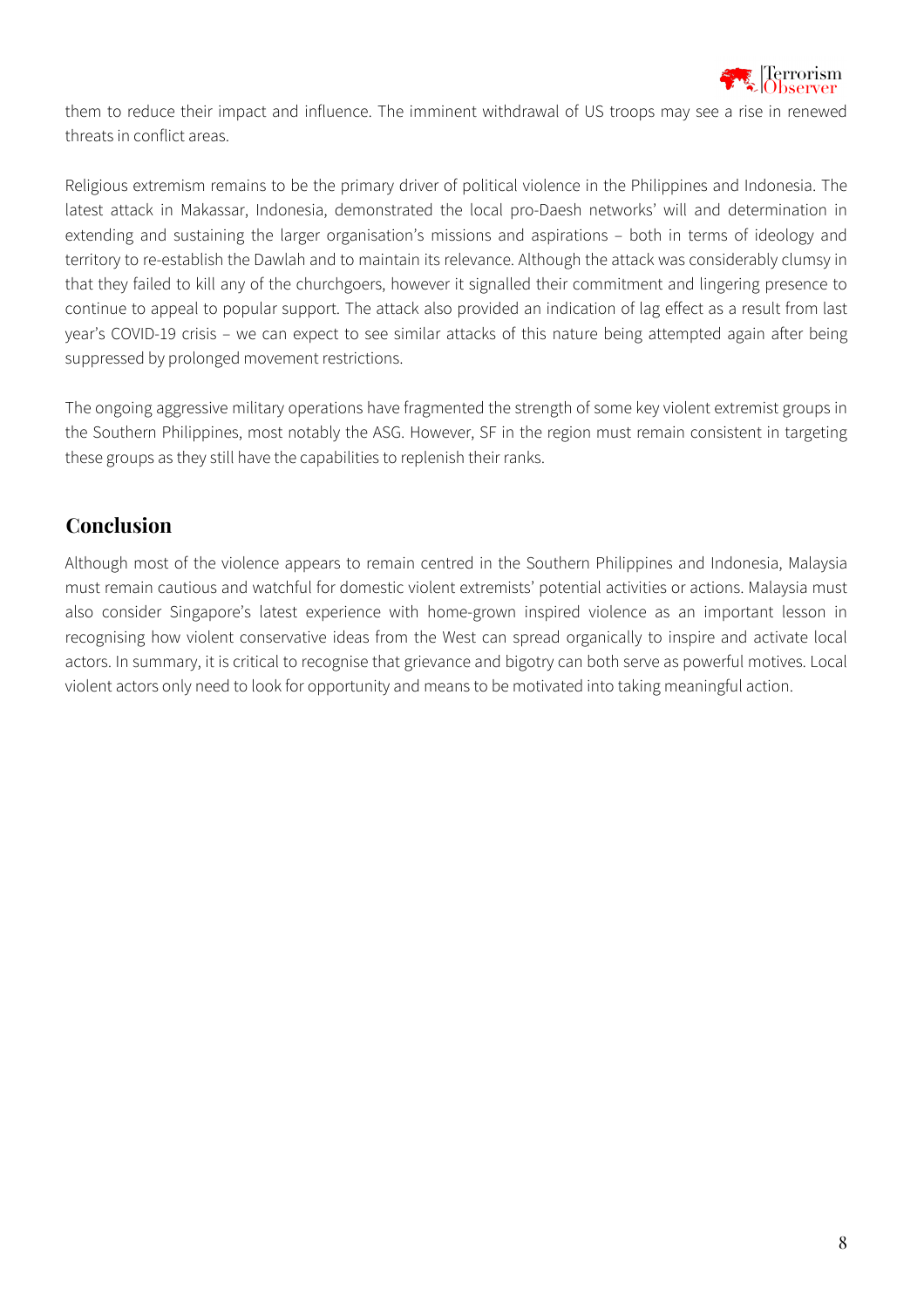them to reduce their impact and influence. The imminent withdrawal of US troops may see a rise in renewed threats in conflict areas.

Religious extremism remains to be the primary driver of political violence in the Philippines and Indonesia. The latest attack in Makassar, Indonesia, demonstrated the local pro-Daesh networks' will and determination in extending and sustaining the larger organisation's missions and aspirations – both in terms of ideology and territory to re-establish the Dawlah and to maintain its relevance. Although the attack was considerably clumsy in that they failed to kill any of the churchgoers, however it signalled their commitment and lingering presence to continue to appeal to popular support. The attack also provided an indication of lag effect as a result from last year's COVID-19 crisis – we can expect to see similar attacks of this nature being attempted again after being suppressed by prolonged movement restrictions.

The ongoing aggressive military operations have fragmented the strength of some key violent extremist groups in the Southern Philippines, most notably the ASG. However, SF in the region must remain consistent in targeting these groups as they still have the capabilities to replenish their ranks.

## Conclusion

Although most of the violence appears to remain centred in the Southern Philippines and Indonesia, Malaysia must remain cautious and watchful for domestic violent extremists' potential activities or actions. Malaysia must also consider Singapore's latest experience with home-grown inspired violence as an important lesson in recognising how violent conservative ideas from the West can spread organically to inspire and activate local actors. In summary, it is critical to recognise that grievance and bigotry can both serve as powerful motives. Local violent actors only need to look for opportunity and means to be motivated into taking meaningful action.